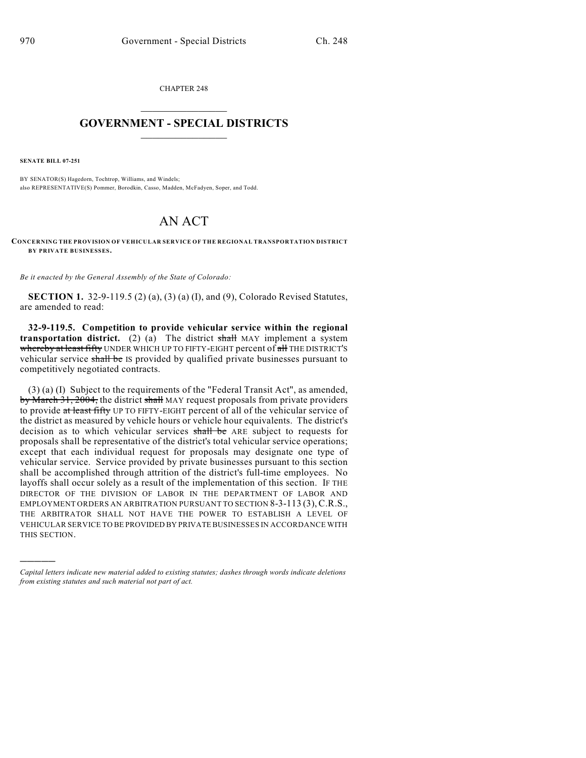CHAPTER 248

# GOVERNMENT - SPECIAL DISTRICTS

**SENATE BILL 07-251**

BY SENATOR(S) Hagedorn, Tochtrop, Williams, and Windels;
also REPRESENTATIVE(S) Pommer, Borodkin, Casso, Madden, McFadyen, Soper, and Todd.

# AN ACT

**CONCERNING THE PROVISION OF VEHICULAR SERVICE OF THE REGIONAL TRANSPORTATION DISTRICT BY PRIVATE BUSINESSES.**

*Be it enacted by the General Assembly of the State of Colorado:*

**SECTION 1.** 32-9-119.5 (2) (a), (3) (a) (I), and (9), Colorado Revised Statutes, are amended to read:

**32-9-119.5. Competition to provide vehicular service within the regional transportation district.** (2) (a) The district ~~shall~~ MAY implement a system ~~whereby at least fifty~~ UNDER WHICH UP TO FIFTY-EIGHT percent of ~~all~~ THE DISTRICT'S vehicular service ~~shall be~~ IS provided by qualified private businesses pursuant to competitively negotiated contracts.

(3) (a) (I) Subject to the requirements of the "Federal Transit Act", as amended, ~~by March 31, 2004,~~ the district ~~shall~~ MAY request proposals from private providers to provide ~~at least fifty~~ UP TO FIFTY-EIGHT percent of all of the vehicular service of the district as measured by vehicle hours or vehicle hour equivalents. The district's decision as to which vehicular services ~~shall be~~ ARE subject to requests for proposals shall be representative of the district's total vehicular service operations; except that each individual request for proposals may designate one type of vehicular service. Service provided by private businesses pursuant to this section shall be accomplished through attrition of the district's full-time employees. No layoffs shall occur solely as a result of the implementation of this section. IF THE DIRECTOR OF THE DIVISION OF LABOR IN THE DEPARTMENT OF LABOR AND EMPLOYMENT ORDERS AN ARBITRATION PURSUANT TO SECTION 8-3-113 (3), C.R.S., THE ARBITRATOR SHALL NOT HAVE THE POWER TO ESTABLISH A LEVEL OF VEHICULAR SERVICE TO BE PROVIDED BY PRIVATE BUSINESSES IN ACCORDANCE WITH THIS SECTION.

————————

*Capital letters indicate new material added to existing statutes; dashes through words indicate deletions from existing statutes and such material not part of act.*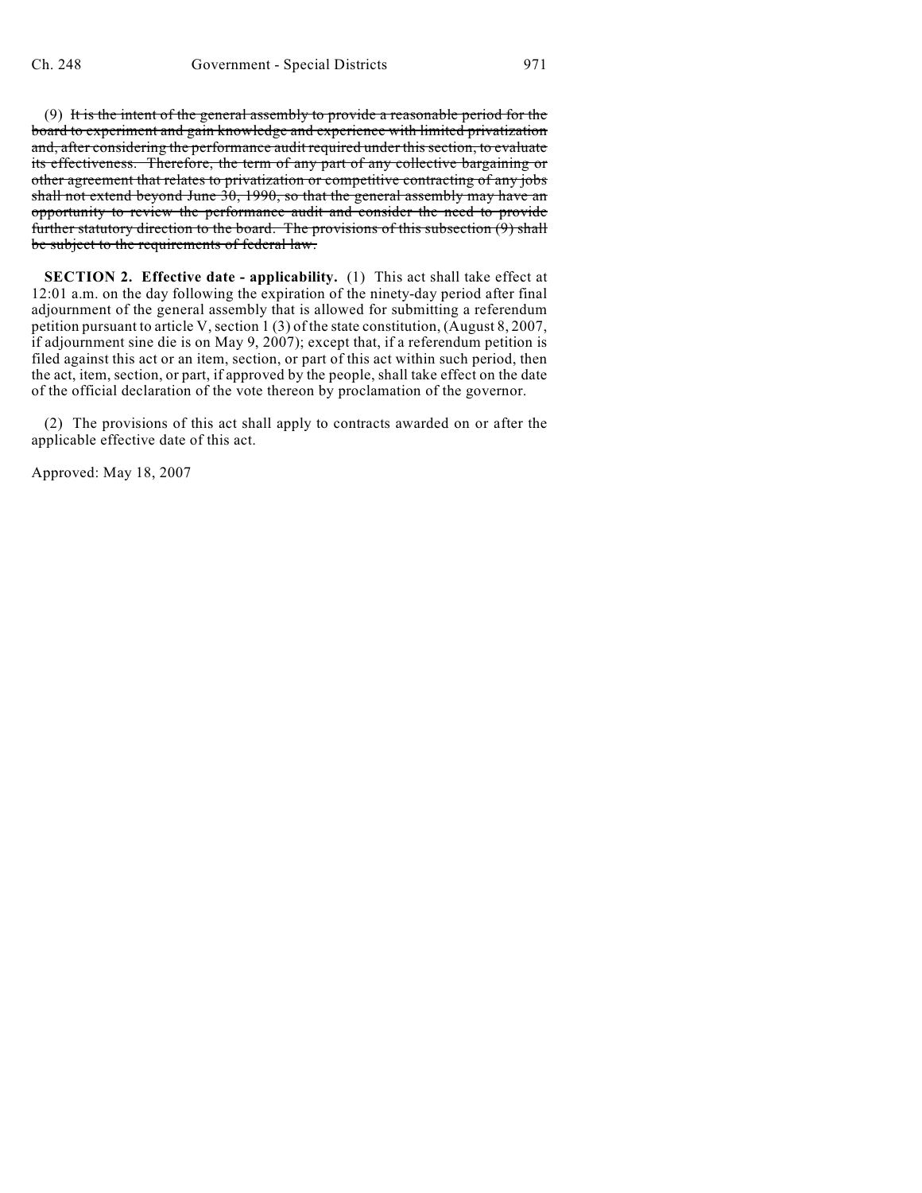(9) ~~It is the intent of the general assembly to provide a reasonable period for the board to experiment and gain knowledge and experience with limited privatization and, after considering the performance audit required under this section, to evaluate its effectiveness. Therefore, the term of any part of any collective bargaining or other agreement that relates to privatization or competitive contracting of any jobs shall not extend beyond June 30, 1990, so that the general assembly may have an opportunity to review the performance audit and consider the need to provide further statutory direction to the board. The provisions of this subsection (9) shall be subject to the requirements of federal law.~~

**SECTION 2. Effective date - applicability.** (1) This act shall take effect at 12:01 a.m. on the day following the expiration of the ninety-day period after final adjournment of the general assembly that is allowed for submitting a referendum petition pursuant to article V, section 1 (3) of the state constitution, (August 8, 2007, if adjournment sine die is on May 9, 2007); except that, if a referendum petition is filed against this act or an item, section, or part of this act within such period, then the act, item, section, or part, if approved by the people, shall take effect on the date of the official declaration of the vote thereon by proclamation of the governor.

(2) The provisions of this act shall apply to contracts awarded on or after the applicable effective date of this act.

Approved: May 18, 2007